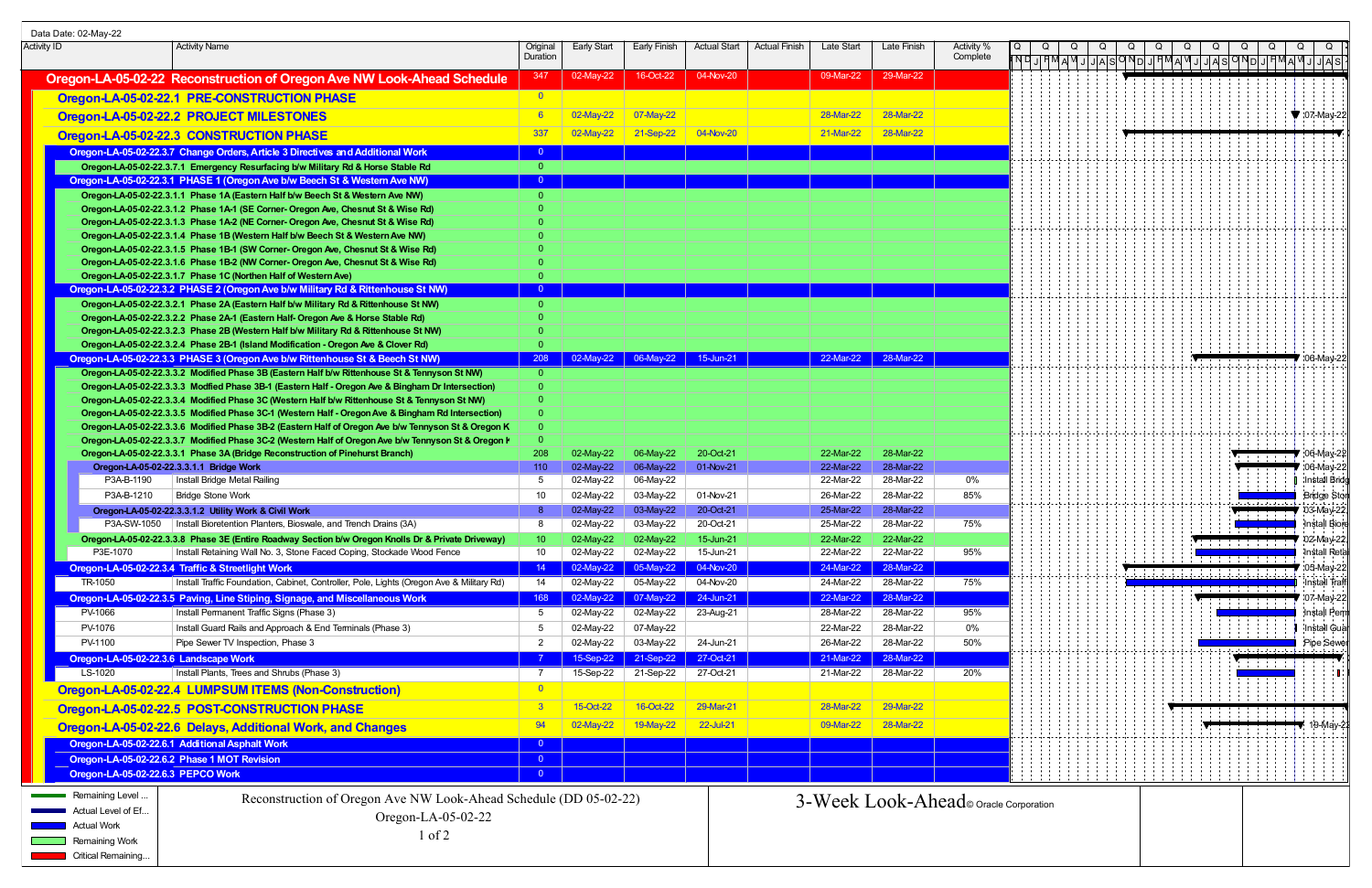Data Date: 02-May-22

| Activity ID | Activity Name | Original Duration | Early Start | Early Finish | Actual Start | Actual Finish | Late Start | Late Finish | Activity % Complete |
|---|---|---|---|---|---|---|---|---|---|
| Oregon-LA-05-02-22 | Reconstruction of Oregon Ave NW Look-Ahead Schedule | 347 | 02-May-22 | 16-Oct-22 | 04-Nov-20 | | 09-Mar-22 | 29-Mar-22 | |
| Oregon-LA-05-02-22.1 | PRE-CONSTRUCTION PHASE | 0 | | | | | | | |
| Oregon-LA-05-02-22.2 | PROJECT MILESTONES | 6 | 02-May-22 | 07-May-22 | | | 28-Mar-22 | 28-Mar-22 | |
| Oregon-LA-05-02-22.3 | CONSTRUCTION PHASE | 337 | 02-May-22 | 21-Sep-22 | 04-Nov-20 | | 21-Mar-22 | 28-Mar-22 | |
| Oregon-LA-05-02-22.3.7 | Change Orders, Article 3 Directives and Additional Work | 0 | | | | | | | |
| Oregon-LA-05-02-22.3.7.1 | Emergency Resurfacing b/w Military Rd & Horse Stable Rd | 0 | | | | | | | |
| Oregon-LA-05-02-22.3.1 | PHASE 1 (Oregon Ave b/w Beech St & Western Ave NW) | 0 | | | | | | | |
| Oregon-LA-05-02-22.3.1.1 | Phase 1A (Eastern Half b/w Beech St & Western Ave NW) | 0 | | | | | | | |
| Oregon-LA-05-02-22.3.1.2 | Phase 1A-1 (SE Corner- Oregon Ave, Chesnut St & Wise Rd) | 0 | | | | | | | |
| Oregon-LA-05-02-22.3.1.3 | Phase 1A-2 (NE Corner- Oregon Ave, Chesnut St & Wise Rd) | 0 | | | | | | | |
| Oregon-LA-05-02-22.3.1.4 | Phase 1B (Western Half b/w Beech St & Western Ave NW) | 0 | | | | | | | |
| Oregon-LA-05-02-22.3.1.5 | Phase 1B-1 (SW Corner- Oregon Ave, Chesnut St & Wise Rd) | 0 | | | | | | | |
| Oregon-LA-05-02-22.3.1.6 | Phase 1B-2 (NW Corner- Oregon Ave, Chesnut St & Wise Rd) | 0 | | | | | | | |
| Oregon-LA-05-02-22.3.1.7 | Phase 1C (Northen Half of Western Ave) | 0 | | | | | | | |
| Oregon-LA-05-02-22.3.2 | PHASE 2 (Oregon Ave b/w Military Rd & Rittenhouse St NW) | 0 | | | | | | | |
| Oregon-LA-05-02-22.3.2.1 | Phase 2A (Eastern Half b/w Military Rd & Rittenhouse St NW) | 0 | | | | | | | |
| Oregon-LA-05-02-22.3.2.2 | Phase 2A-1 (Eastern Half- Oregon Ave & Horse Stable Rd) | 0 | | | | | | | |
| Oregon-LA-05-02-22.3.2.3 | Phase 2B (Western Half b/w Military Rd & Rittenhouse St NW) | 0 | | | | | | | |
| Oregon-LA-05-02-22.3.2.4 | Phase 2B-1 (Island Modification - Oregon Ave & Clover Rd) | 0 | | | | | | | |
| Oregon-LA-05-02-22.3.3 | PHASE 3 (Oregon Ave b/w Rittenhouse St & Beech St NW) | 208 | 02-May-22 | 06-May-22 | 15-Jun-21 | | 22-Mar-22 | 28-Mar-22 | |
| Oregon-LA-05-02-22.3.3.2 | Modified Phase 3B (Eastern Half b/w Rittenhouse St & Tennyson St NW) | 0 | | | | | | | |
| Oregon-LA-05-02-22.3.3.3 | Modfied Phase 3B-1 (Eastern Half - Oregon Ave & Bingham Dr Intersection) | 0 | | | | | | | |
| Oregon-LA-05-02-22.3.3.4 | Modified Phase 3C (Western Half b/w Rittenhouse St & Tennyson St NW) | 0 | | | | | | | |
| Oregon-LA-05-02-22.3.3.5 | Modified Phase 3C-1 (Western Half - Oregon Ave & Bingham Rd Intersection) | 0 | | | | | | | |
| Oregon-LA-05-02-22.3.3.6 | Modified Phase 3B-2 (Eastern Half of Oregon Ave b/w Tennyson St & Oregon K | 0 | | | | | | | |
| Oregon-LA-05-02-22.3.3.7 | Modified Phase 3C-2 (Western Half of Oregon Ave b/w Tennyson St & Oregon K | 0 | | | | | | | |
| Oregon-LA-05-02-22.3.3.1 | Phase 3A (Bridge Reconstruction of Pinehurst Branch) | 208 | 02-May-22 | 06-May-22 | 20-Oct-21 | | 22-Mar-22 | 28-Mar-22 | |
| Oregon-LA-05-02-22.3.3.1.1 | Bridge Work | 110 | 02-May-22 | 06-May-22 | 01-Nov-21 | | 22-Mar-22 | 28-Mar-22 | |
| P3A-B-1190 | Install Bridge Metal Railing | 5 | 02-May-22 | 06-May-22 | | | 22-Mar-22 | 28-Mar-22 | 0% |
| P3A-B-1210 | Bridge Stone Work | 10 | 02-May-22 | 03-May-22 | 01-Nov-21 | | 26-Mar-22 | 28-Mar-22 | 85% |
| Oregon-LA-05-02-22.3.3.1.2 | Utility Work & Civil Work | 8 | 02-May-22 | 03-May-22 | 20-Oct-21 | | 25-Mar-22 | 28-Mar-22 | |
| P3A-SW-1050 | Install Bioretention Planters, Bioswale, and Trench Drains (3A) | 8 | 02-May-22 | 03-May-22 | 20-Oct-21 | | 25-Mar-22 | 28-Mar-22 | 75% |
| Oregon-LA-05-02-22.3.3.8 | Phase 3E (Entire Roadway Section b/w Oregon Knolls Dr & Private Driveway) | 10 | 02-May-22 | 02-May-22 | 15-Jun-21 | | 22-Mar-22 | 22-Mar-22 | |
| P3E-1070 | Install Retaining Wall No. 3, Stone Faced Coping, Stockade Wood Fence | 10 | 02-May-22 | 02-May-22 | 15-Jun-21 | | 22-Mar-22 | 22-Mar-22 | 95% |
| Oregon-LA-05-02-22.3.4 | Traffic & Streetlight Work | 14 | 02-May-22 | 05-May-22 | 04-Nov-20 | | 24-Mar-22 | 28-Mar-22 | |
| TR-1050 | Install Traffic Foundation, Cabinet, Controller, Pole, Lights (Oregon Ave & Military Rd) | 14 | 02-May-22 | 05-May-22 | 04-Nov-20 | | 24-Mar-22 | 28-Mar-22 | 75% |
| Oregon-LA-05-02-22.3.5 | Paving, Line Stiping, Signage, and Miscellaneous Work | 168 | 02-May-22 | 07-May-22 | 24-Jun-21 | | 22-Mar-22 | 28-Mar-22 | |
| PV-1066 | Install Permanent Traffic Signs (Phase 3) | 5 | 02-May-22 | 02-May-22 | 23-Aug-21 | | 28-Mar-22 | 28-Mar-22 | 95% |
| PV-1076 | Install Guard Rails and Approach & End Terminals (Phase 3) | 5 | 02-May-22 | 07-May-22 | | | 22-Mar-22 | 28-Mar-22 | 0% |
| PV-1100 | Pipe Sewer TV Inspection, Phase 3 | 2 | 02-May-22 | 03-May-22 | 24-Jun-21 | | 26-Mar-22 | 28-Mar-22 | 50% |
| Oregon-LA-05-02-22.3.6 | Landscape Work | 7 | 15-Sep-22 | 21-Sep-22 | 27-Oct-21 | | 21-Mar-22 | 28-Mar-22 | |
| LS-1020 | Install Plants, Trees and Shrubs (Phase 3) | 7 | 15-Sep-22 | 21-Sep-22 | 27-Oct-21 | | 21-Mar-22 | 28-Mar-22 | 20% |
| Oregon-LA-05-02-22.4 | LUMPSUM ITEMS (Non-Construction) | 0 | | | | | | | |
| Oregon-LA-05-02-22.5 | POST-CONSTRUCTION PHASE | 3 | 15-Oct-22 | 16-Oct-22 | 29-Mar-21 | | 28-Mar-22 | 29-Mar-22 | |
| Oregon-LA-05-02-22.6 | Delays, Additional Work, and Changes | 94 | 02-May-22 | 19-May-22 | 22-Jul-21 | | 09-Mar-22 | 28-Mar-22 | |
| Oregon-LA-05-02-22.6.1 | Additional Asphalt Work | 0 | | | | | | | |
| Oregon-LA-05-02-22.6.2 | Phase 1 MOT Revision | 0 | | | | | | | |
| Oregon-LA-05-02-22.6.3 | PEPCO Work | 0 | | | | | | | |

Legend: Remaining Level ... | Actual Level of Ef... | Actual Work | Remaining Work | Critical Remaining...

Reconstruction of Oregon Ave NW Look-Ahead Schedule (DD 05-02-22)
Oregon-LA-05-02-22

3-Week Look-Ahead © Oracle Corporation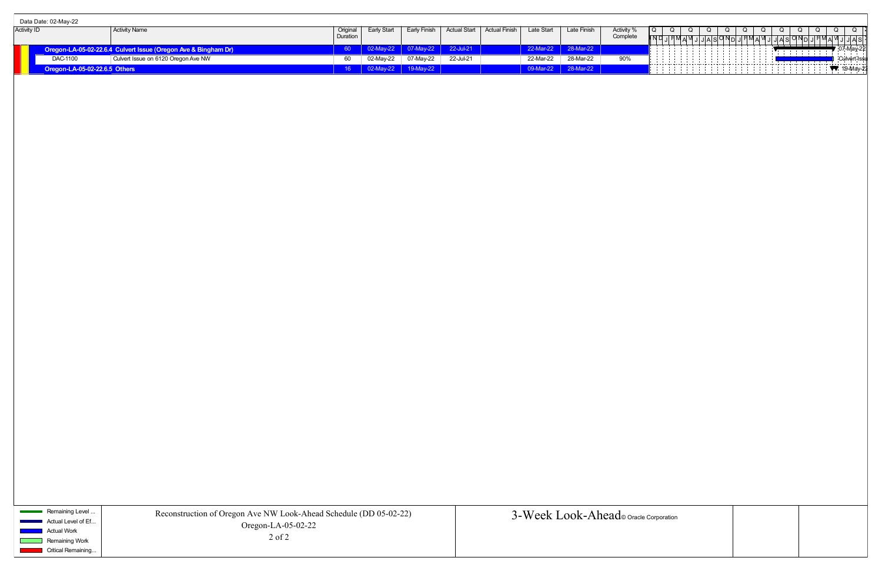Data Date: 02-May-22

| Activity ID | Activity Name | Original Duration | Early Start | Early Finish | Actual Start | Actual Finish | Late Start | Late Finish | Activity % Complete |
|---|---|---|---|---|---|---|---|---|---|
| **Oregon-LA-05-02-22.6.4** | **Culvert Issue (Oregon Ave & Bingham Dr)** | 60 | 02-May-22 | 07-May-22 | 22-Jul-21 | | 22-Mar-22 | 28-Mar-22 | |
| DAC-1100 | Culvert Issue on 6120 Oregon Ave NW | 60 | 02-May-22 | 07-May-22 | 22-Jul-21 | | 22-Mar-22 | 28-Mar-22 | 90% |
| **Oregon-LA-05-02-22.6.5** | **Others** | 16 | 02-May-22 | 19-May-22 | | | 09-Mar-22 | 28-Mar-22 | |

07-May-22

Culvert Issu

19-May-22

Remaining Level ...
Actual Level of Ef...
Actual Work
Remaining Work
Critical Remaining...

Reconstruction of Oregon Ave NW Look-Ahead Schedule (DD 05-02-22)
Oregon-LA-05-02-22

3-Week Look-Ahead © Oracle Corporation